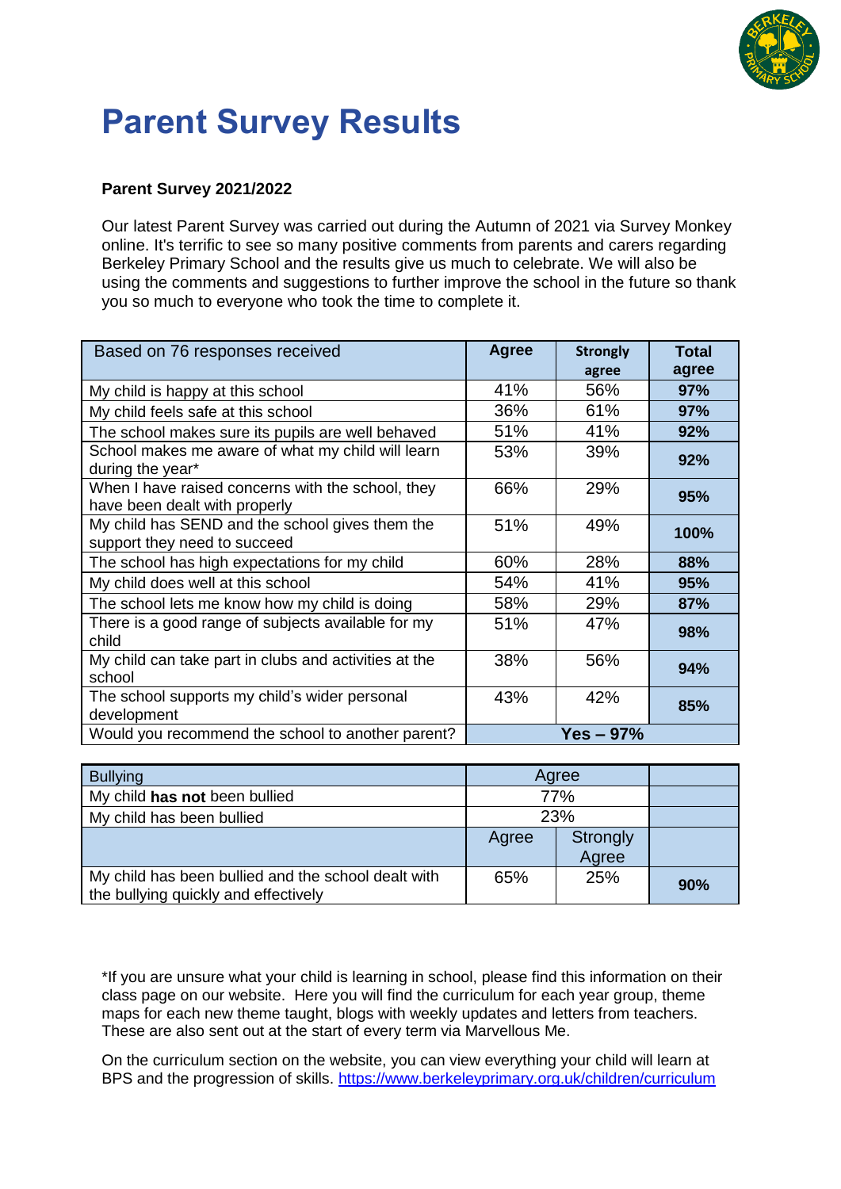# Parent Survey Results

**Parent Survey 2021/2022**

Our latest Parent Survey was carried out during the Autumn of 2021 via Survey Monkey online. It's terrific to see so many positive comments from parents and carers regarding Berkeley Primary School and the results give us much to celebrate. We will also be using the comments and suggestions to further improve the school in the future so thank you so much to everyone who took the time to complete it.

| Based on 76 responses received | Agree | Strongly agree | Total agree |
|---|---|---|---|
| My child is happy at this school | 41% | 56% | **97%** |
| My child feels safe at this school | 36% | 61% | **97%** |
| The school makes sure its pupils are well behaved | 51% | 41% | **92%** |
| School makes me aware of what my child will learn during the year* | 53% | 39% | **92%** |
| When I have raised concerns with the school, they have been dealt with properly | 66% | 29% | **95%** |
| My child has SEND and the school gives them the support they need to succeed | 51% | 49% | **100%** |
| The school has high expectations for my child | 60% | 28% | **88%** |
| My child does well at this school | 54% | 41% | **95%** |
| The school lets me know how my child is doing | 58% | 29% | **87%** |
| There is a good range of subjects available for my child | 51% | 47% | **98%** |
| My child can take part in clubs and activities at the school | 38% | 56% | **94%** |
| The school supports my child's wider personal development | 43% | 42% | **85%** |
| Would you recommend the school to another parent? | **Yes – 97%** | | |

| Bullying | Agree | | |
|---|---|---|---|
| My child **has not** been bullied | 77% | | |
| My child has been bullied | 23% | | |
| | Agree | Strongly Agree | |
| My child has been bullied and the school dealt with the bullying quickly and effectively | 65% | 25% | **90%** |

*If you are unsure what your child is learning in school, please find this information on their class page on our website. Here you will find the curriculum for each year group, theme maps for each new theme taught, blogs with weekly updates and letters from teachers. These are also sent out at the start of every term via Marvellous Me.

On the curriculum section on the website, you can view everything your child will learn at BPS and the progression of skills. https://www.berkeleyprimary.org.uk/children/curriculum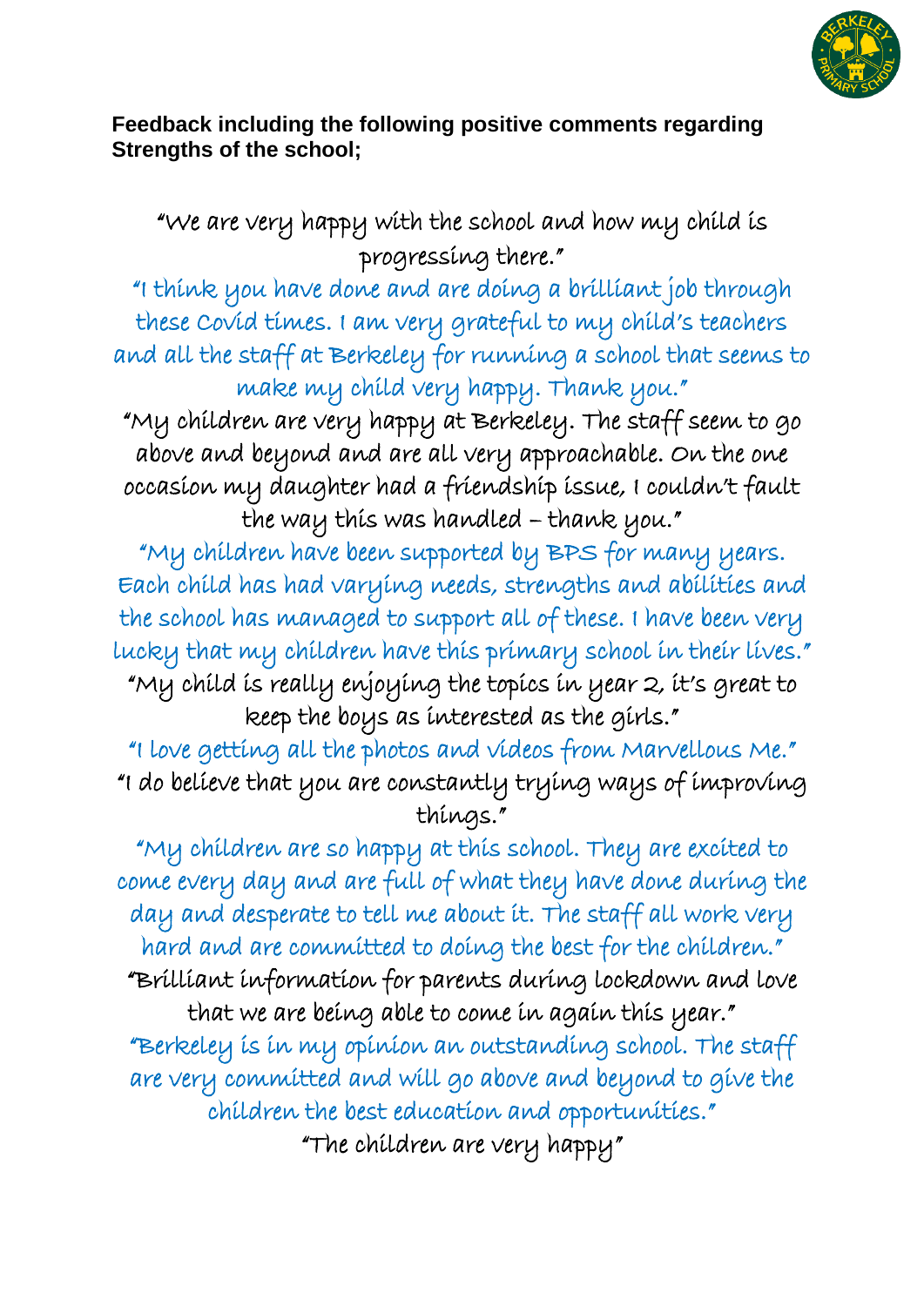**Feedback including the following positive comments regarding Strengths of the school;**

"We are very happy with the school and how my child is progressing there."

"I think you have done and are doing a brilliant job through these Covid times. I am very grateful to my child's teachers and all the staff at Berkeley for running a school that seems to make my child very happy. Thank you."

"My children are very happy at Berkeley. The staff seem to go above and beyond and are all very approachable. On the one occasion my daughter had a friendship issue, I couldn't fault the way this was handled – thank you."

"My children have been supported by BPS for many years. Each child has had varying needs, strengths and abilities and the school has managed to support all of these. I have been very lucky that my children have this primary school in their lives."

"My child is really enjoying the topics in year 2, it's great to keep the boys as interested as the girls."

"I love getting all the photos and videos from Marvellous Me."

"I do believe that you are constantly trying ways of improving things."

"My children are so happy at this school. They are excited to come every day and are full of what they have done during the day and desperate to tell me about it. The staff all work very hard and are committed to doing the best for the children."

"Brilliant information for parents during lockdown and love that we are being able to come in again this year."

"Berkeley is in my opinion an outstanding school. The staff are very committed and will go above and beyond to give the children the best education and opportunities."

"The children are very happy"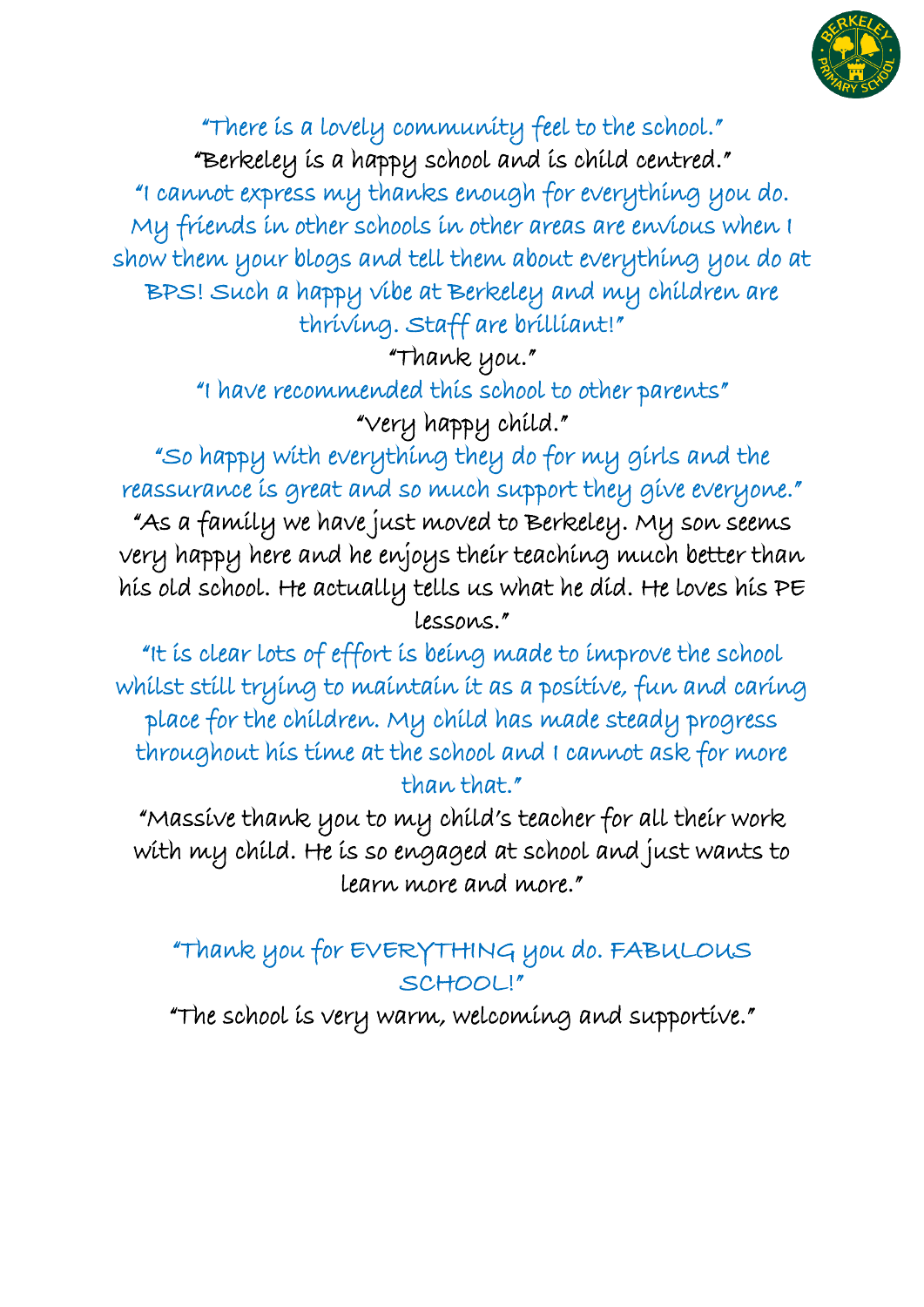"There is a lovely community feel to the school."

"Berkeley is a happy school and is child centred."

"I cannot express my thanks enough for everything you do. My friends in other schools in other areas are envious when I show them your blogs and tell them about everything you do at BPS! Such a happy vibe at Berkeley and my children are thriving. Staff are brilliant!"

"Thank you."

"I have recommended this school to other parents"

"Very happy child."

"So happy with everything they do for my girls and the reassurance is great and so much support they give everyone."

"As a family we have just moved to Berkeley. My son seems very happy here and he enjoys their teaching much better than his old school. He actually tells us what he did. He loves his PE lessons."

"It is clear lots of effort is being made to improve the school whilst still trying to maintain it as a positive, fun and caring place for the children. My child has made steady progress throughout his time at the school and I cannot ask for more than that."

"Massive thank you to my child's teacher for all their work with my child. He is so engaged at school and just wants to learn more and more."

"Thank you for EVERYTHING you do. FABULOUS SCHOOL!"

"The school is very warm, welcoming and supportive."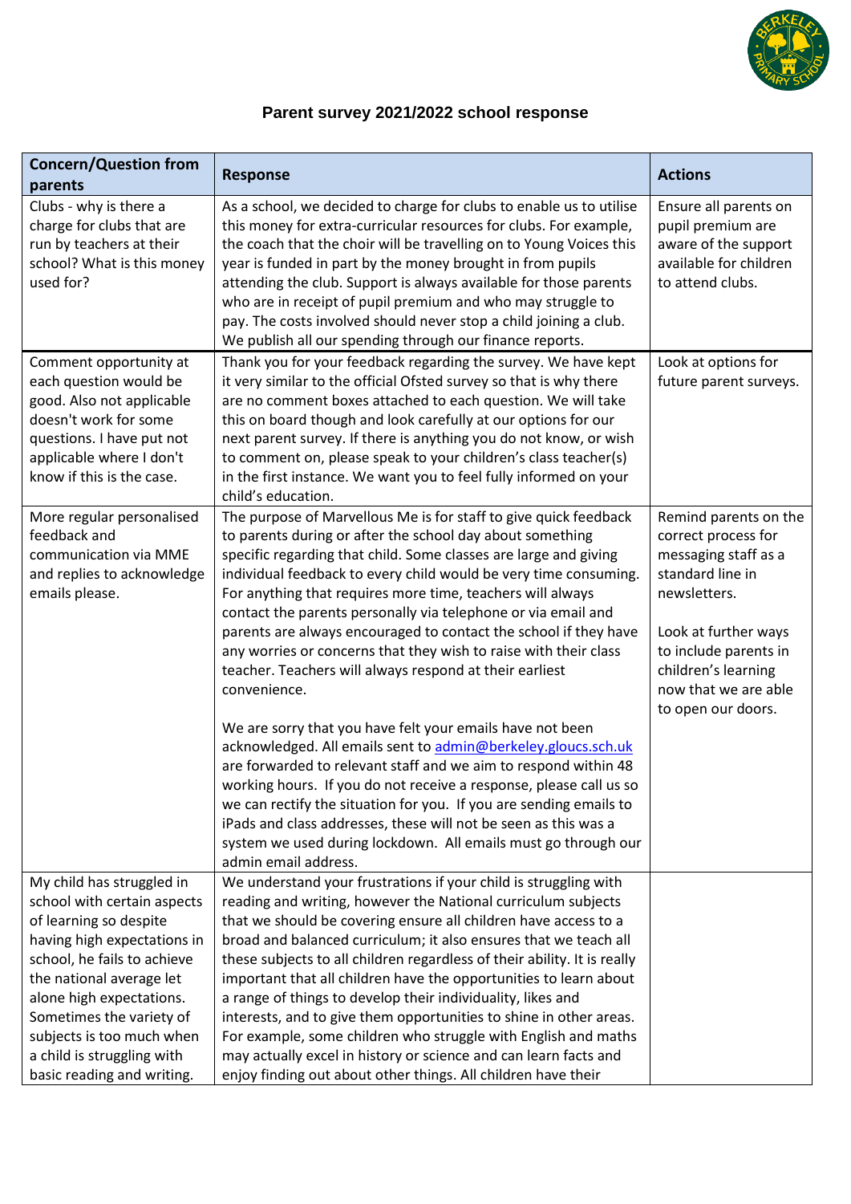# Parent survey 2021/2022 school response

| Concern/Question from parents | Response | Actions |
|---|---|---|
| Clubs - why is there a charge for clubs that are run by teachers at their school? What is this money used for? | As a school, we decided to charge for clubs to enable us to utilise this money for extra-curricular resources for clubs. For example, the coach that the choir will be travelling on to Young Voices this year is funded in part by the money brought in from pupils attending the club. Support is always available for those parents who are in receipt of pupil premium and who may struggle to pay. The costs involved should never stop a child joining a club. We publish all our spending through our finance reports. | Ensure all parents on pupil premium are aware of the support available for children to attend clubs. |
| Comment opportunity at each question would be good. Also not applicable doesn't work for some questions. I have put not applicable where I don't know if this is the case. | Thank you for your feedback regarding the survey. We have kept it very similar to the official Ofsted survey so that is why there are no comment boxes attached to each question. We will take this on board though and look carefully at our options for our next parent survey. If there is anything you do not know, or wish to comment on, please speak to your children's class teacher(s) in the first instance. We want you to feel fully informed on your child's education. | Look at options for future parent surveys. |
| More regular personalised feedback and communication via MME and replies to acknowledge emails please. | The purpose of Marvellous Me is for staff to give quick feedback to parents during or after the school day about something specific regarding that child. Some classes are large and giving individual feedback to every child would be very time consuming. For anything that requires more time, teachers will always contact the parents personally via telephone or via email and parents are always encouraged to contact the school if they have any worries or concerns that they wish to raise with their class teacher. Teachers will always respond at their earliest convenience.<br><br>We are sorry that you have felt your emails have not been acknowledged. All emails sent to admin@berkeley.gloucs.sch.uk are forwarded to relevant staff and we aim to respond within 48 working hours. If you do not receive a response, please call us so we can rectify the situation for you. If you are sending emails to iPads and class addresses, these will not be seen as this was a system we used during lockdown. All emails must go through our admin email address. | Remind parents on the correct process for messaging staff as a standard line in newsletters.<br><br>Look at further ways to include parents in children's learning now that we are able to open our doors. |
| My child has struggled in school with certain aspects of learning so despite having high expectations in school, he fails to achieve the national average let alone high expectations. Sometimes the variety of subjects is too much when a child is struggling with basic reading and writing. | We understand your frustrations if your child is struggling with reading and writing, however the National curriculum subjects that we should be covering ensure all children have access to a broad and balanced curriculum; it also ensures that we teach all these subjects to all children regardless of their ability. It is really important that all children have the opportunities to learn about a range of things to develop their individuality, likes and interests, and to give them opportunities to shine in other areas. For example, some children who struggle with English and maths may actually excel in history or science and can learn facts and enjoy finding out about other things. All children have their | |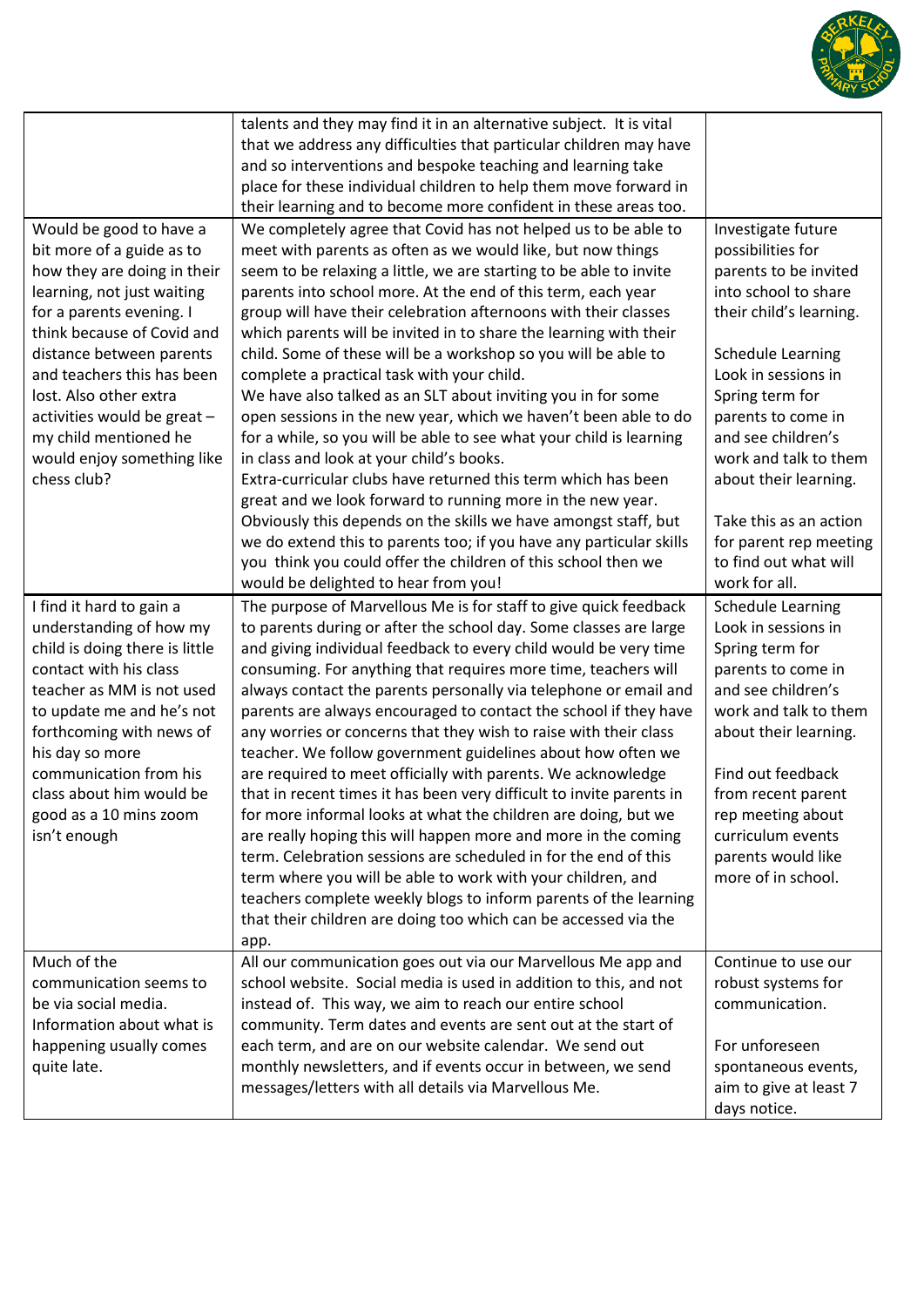| | | |
|---|---|---|
| | talents and they may find it in an alternative subject. It is vital that we address any difficulties that particular children may have and so interventions and bespoke teaching and learning take place for these individual children to help them move forward in their learning and to become more confident in these areas too. | |
| Would be good to have a bit more of a guide as to how they are doing in their learning, not just waiting for a parents evening. I think because of Covid and distance between parents and teachers this has been lost. Also other extra activities would be great – my child mentioned he would enjoy something like chess club? | We completely agree that Covid has not helped us to be able to meet with parents as often as we would like, but now things seem to be relaxing a little, we are starting to be able to invite parents into school more. At the end of this term, each year group will have their celebration afternoons with their classes which parents will be invited in to share the learning with their child. Some of these will be a workshop so you will be able to complete a practical task with your child.<br>We have also talked as an SLT about inviting you in for some open sessions in the new year, which we haven't been able to do for a while, so you will be able to see what your child is learning in class and look at your child's books.<br>Extra-curricular clubs have returned this term which has been great and we look forward to running more in the new year. Obviously this depends on the skills we have amongst staff, but we do extend this to parents too; if you have any particular skills you think you could offer the children of this school then we would be delighted to hear from you! | Investigate future possibilities for parents to be invited into school to share their child's learning.<br><br>Schedule Learning Look in sessions in Spring term for parents to come in and see children's work and talk to them about their learning.<br><br>Take this as an action for parent rep meeting to find out what will work for all. |
| I find it hard to gain a understanding of how my child is doing there is little contact with his class teacher as MM is not used to update me and he's not forthcoming with news of his day so more communication from his class about him would be good as a 10 mins zoom isn't enough | The purpose of Marvellous Me is for staff to give quick feedback to parents during or after the school day. Some classes are large and giving individual feedback to every child would be very time consuming. For anything that requires more time, teachers will always contact the parents personally via telephone or email and parents are always encouraged to contact the school if they have any worries or concerns that they wish to raise with their class teacher. We follow government guidelines about how often we are required to meet officially with parents. We acknowledge that in recent times it has been very difficult to invite parents in for more informal looks at what the children are doing, but we are really hoping this will happen more and more in the coming term. Celebration sessions are scheduled in for the end of this term where you will be able to work with your children, and teachers complete weekly blogs to inform parents of the learning that their children are doing too which can be accessed via the app. | Schedule Learning Look in sessions in Spring term for parents to come in and see children's work and talk to them about their learning.<br><br>Find out feedback from recent parent rep meeting about curriculum events parents would like more of in school. |
| Much of the communication seems to be via social media. Information about what is happening usually comes quite late. | All our communication goes out via our Marvellous Me app and school website. Social media is used in addition to this, and not instead of. This way, we aim to reach our entire school community. Term dates and events are sent out at the start of each term, and are on our website calendar. We send out monthly newsletters, and if events occur in between, we send messages/letters with all details via Marvellous Me. | Continue to use our robust systems for communication.<br><br>For unforeseen spontaneous events, aim to give at least 7 days notice. |